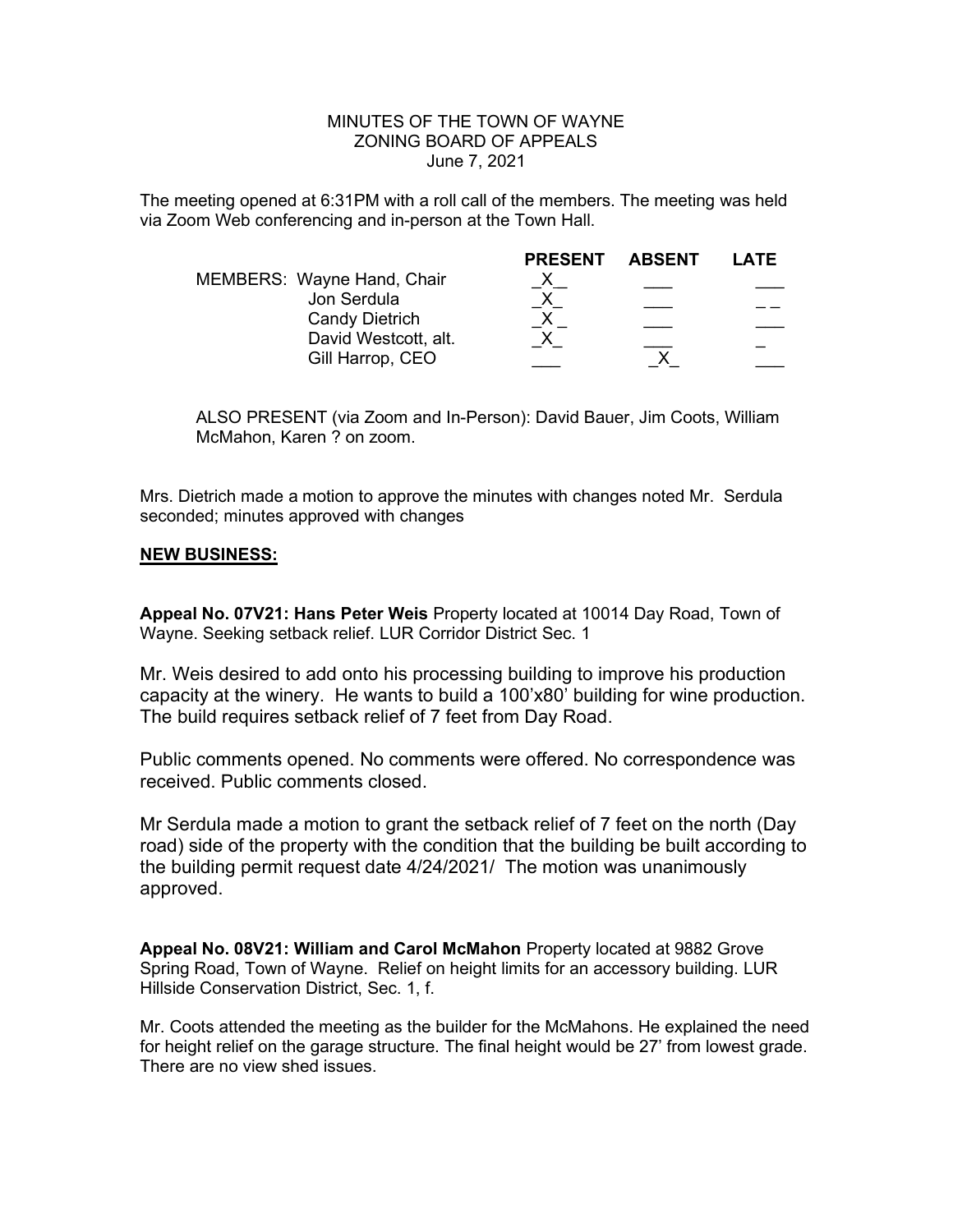MINUTES OF THE TOWN OF WAYNE
ZONING BOARD OF APPEALS
June 7, 2021

The meeting opened at 6:31PM with a roll call of the members. The meeting was held via Zoom Web conferencing and in-person at the Town Hall.

| | PRESENT | ABSENT | LATE |
|---|---|---|---|
| MEMBERS: Wayne Hand, Chair | _X__ | ___ | ___ |
| Jon Serdula | _X_ | ___ | _ _ |
| Candy Dietrich | _X _ | ___ | ___ |
| David Westcott, alt. | _X_ | ___ | _ |
| Gill Harrop, CEO | ___ | _X_ | ___ |

ALSO PRESENT (via Zoom and In-Person): David Bauer, Jim Coots, William McMahon, Karen ? on zoom.

Mrs. Dietrich made a motion to approve the minutes with changes noted Mr. Serdula seconded; minutes approved with changes

**NEW BUSINESS:**

**Appeal No. 07V21: Hans Peter Weis** Property located at 10014 Day Road, Town of Wayne. Seeking setback relief. LUR Corridor District Sec. 1

Mr. Weis desired to add onto his processing building to improve his production capacity at the winery. He wants to build a 100'x80' building for wine production. The build requires setback relief of 7 feet from Day Road.

Public comments opened. No comments were offered. No correspondence was received. Public comments closed.

Mr Serdula made a motion to grant the setback relief of 7 feet on the north (Day road) side of the property with the condition that the building be built according to the building permit request date 4/24/2021/ The motion was unanimously approved.

**Appeal No. 08V21: William and Carol McMahon** Property located at 9882 Grove Spring Road, Town of Wayne. Relief on height limits for an accessory building. LUR Hillside Conservation District, Sec. 1, f.

Mr. Coots attended the meeting as the builder for the McMahons. He explained the need for height relief on the garage structure. The final height would be 27' from lowest grade. There are no view shed issues.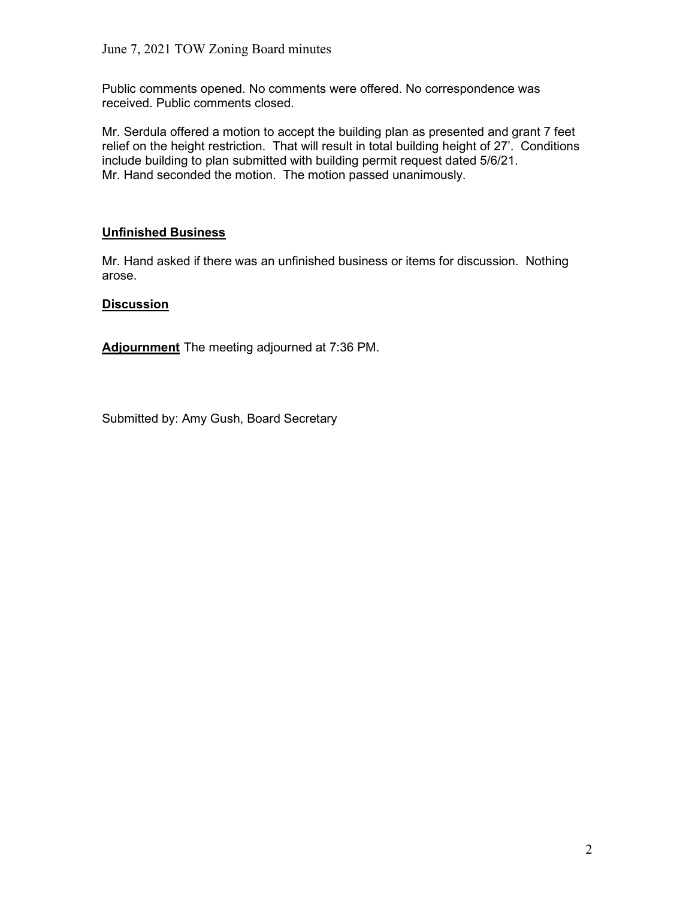Public comments opened. No comments were offered. No correspondence was received. Public comments closed.

Mr. Serdula offered a motion to accept the building plan as presented and grant 7 feet relief on the height restriction. That will result in total building height of 27'. Conditions include building to plan submitted with building permit request dated 5/6/21.
Mr. Hand seconded the motion. The motion passed unanimously.

**Unfinished Business**

Mr. Hand asked if there was an unfinished business or items for discussion. Nothing arose.

**Discussion**

**Adjournment** The meeting adjourned at 7:36 PM.

Submitted by: Amy Gush, Board Secretary